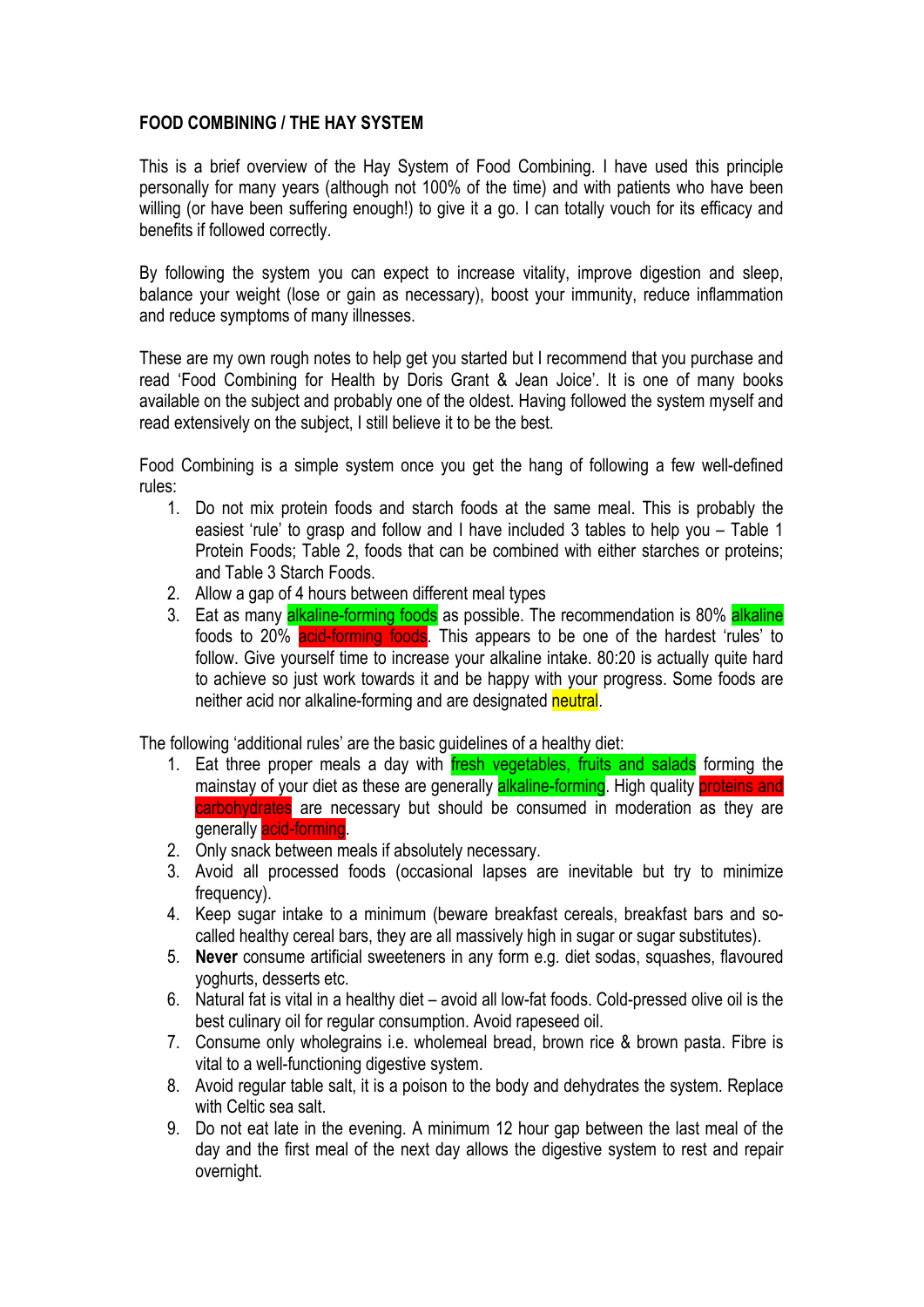**FOOD COMBINING / THE HAY SYSTEM**

This is a brief overview of the Hay System of Food Combining. I have used this principle personally for many years (although not 100% of the time) and with patients who have been willing (or have been suffering enough!) to give it a go. I can totally vouch for its efficacy and benefits if followed correctly.

By following the system you can expect to increase vitality, improve digestion and sleep, balance your weight (lose or gain as necessary), boost your immunity, reduce inflammation and reduce symptoms of many illnesses.

These are my own rough notes to help get you started but I recommend that you purchase and read 'Food Combining for Health by Doris Grant & Jean Joice'. It is one of many books available on the subject and probably one of the oldest. Having followed the system myself and read extensively on the subject, I still believe it to be the best.

Food Combining is a simple system once you get the hang of following a few well-defined rules:

1. Do not mix protein foods and starch foods at the same meal. This is probably the easiest 'rule' to grasp and follow and I have included 3 tables to help you – Table 1 Protein Foods; Table 2, foods that can be combined with either starches or proteins; and Table 3 Starch Foods.
2. Allow a gap of 4 hours between different meal types
3. Eat as many alkaline-forming foods as possible. The recommendation is 80% alkaline foods to 20% acid-forming foods. This appears to be one of the hardest 'rules' to follow. Give yourself time to increase your alkaline intake. 80:20 is actually quite hard to achieve so just work towards it and be happy with your progress. Some foods are neither acid nor alkaline-forming and are designated neutral.

The following 'additional rules' are the basic guidelines of a healthy diet:

1. Eat three proper meals a day with fresh vegetables, fruits and salads forming the mainstay of your diet as these are generally alkaline-forming. High quality proteins and carbohydrates are necessary but should be consumed in moderation as they are generally acid-forming.
2. Only snack between meals if absolutely necessary.
3. Avoid all processed foods (occasional lapses are inevitable but try to minimize frequency).
4. Keep sugar intake to a minimum (beware breakfast cereals, breakfast bars and so-called healthy cereal bars, they are all massively high in sugar or sugar substitutes).
5. **Never** consume artificial sweeteners in any form e.g. diet sodas, squashes, flavoured yoghurts, desserts etc.
6. Natural fat is vital in a healthy diet – avoid all low-fat foods. Cold-pressed olive oil is the best culinary oil for regular consumption. Avoid rapeseed oil.
7. Consume only wholegrains i.e. wholemeal bread, brown rice & brown pasta. Fibre is vital to a well-functioning digestive system.
8. Avoid regular table salt, it is a poison to the body and dehydrates the system. Replace with Celtic sea salt.
9. Do not eat late in the evening. A minimum 12 hour gap between the last meal of the day and the first meal of the next day allows the digestive system to rest and repair overnight.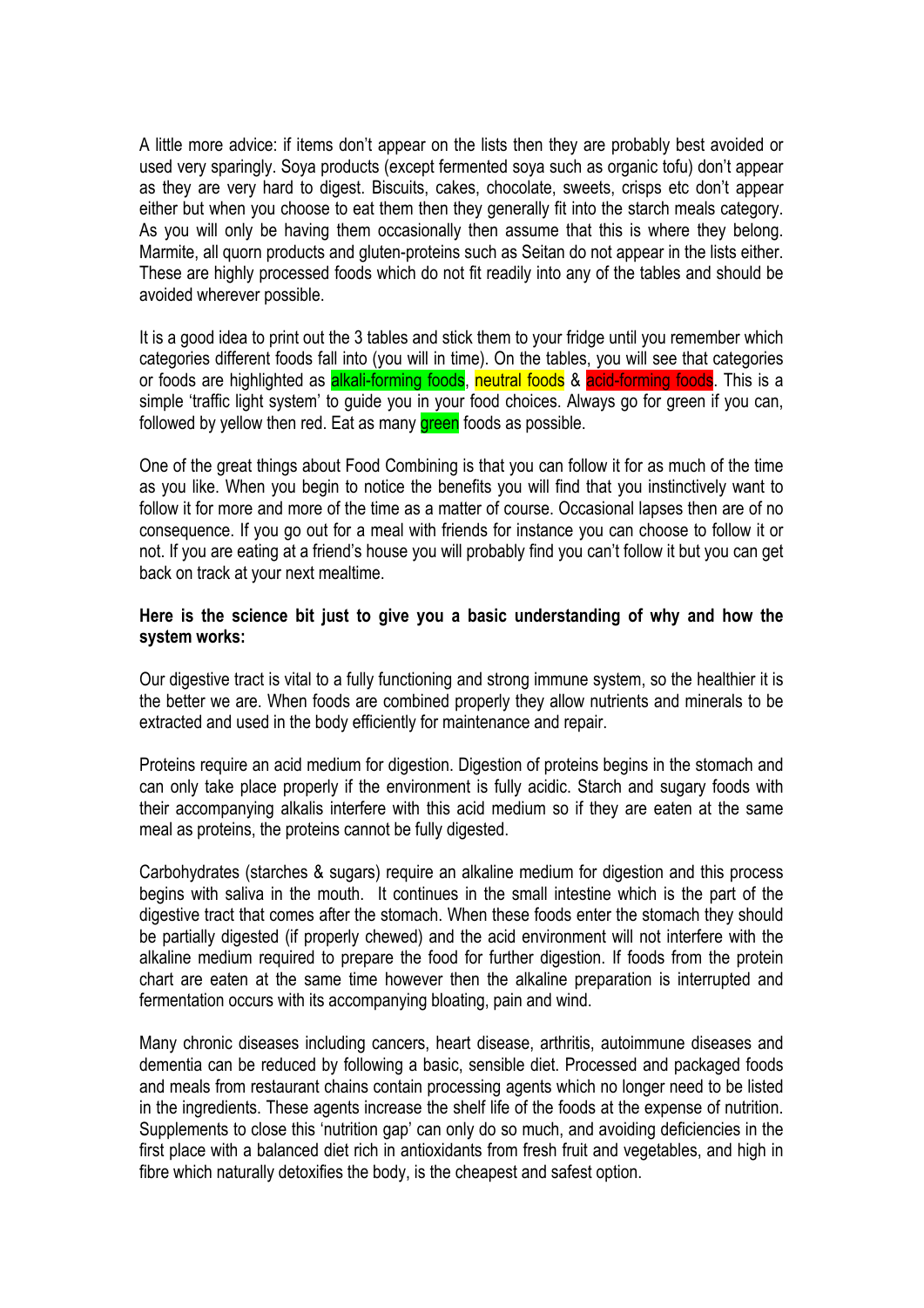A little more advice: if items don't appear on the lists then they are probably best avoided or used very sparingly. Soya products (except fermented soya such as organic tofu) don't appear as they are very hard to digest. Biscuits, cakes, chocolate, sweets, crisps etc don't appear either but when you choose to eat them then they generally fit into the starch meals category. As you will only be having them occasionally then assume that this is where they belong. Marmite, all quorn products and gluten-proteins such as Seitan do not appear in the lists either. These are highly processed foods which do not fit readily into any of the tables and should be avoided wherever possible.

It is a good idea to print out the 3 tables and stick them to your fridge until you remember which categories different foods fall into (you will in time). On the tables, you will see that categories or foods are highlighted as alkali-forming foods, neutral foods & acid-forming foods. This is a simple 'traffic light system' to guide you in your food choices. Always go for green if you can, followed by yellow then red. Eat as many green foods as possible.

One of the great things about Food Combining is that you can follow it for as much of the time as you like. When you begin to notice the benefits you will find that you instinctively want to follow it for more and more of the time as a matter of course. Occasional lapses then are of no consequence. If you go out for a meal with friends for instance you can choose to follow it or not. If you are eating at a friend's house you will probably find you can't follow it but you can get back on track at your next mealtime.

**Here is the science bit just to give you a basic understanding of why and how the system works:**

Our digestive tract is vital to a fully functioning and strong immune system, so the healthier it is the better we are. When foods are combined properly they allow nutrients and minerals to be extracted and used in the body efficiently for maintenance and repair.

Proteins require an acid medium for digestion. Digestion of proteins begins in the stomach and can only take place properly if the environment is fully acidic. Starch and sugary foods with their accompanying alkalis interfere with this acid medium so if they are eaten at the same meal as proteins, the proteins cannot be fully digested.

Carbohydrates (starches & sugars) require an alkaline medium for digestion and this process begins with saliva in the mouth. It continues in the small intestine which is the part of the digestive tract that comes after the stomach. When these foods enter the stomach they should be partially digested (if properly chewed) and the acid environment will not interfere with the alkaline medium required to prepare the food for further digestion. If foods from the protein chart are eaten at the same time however then the alkaline preparation is interrupted and fermentation occurs with its accompanying bloating, pain and wind.

Many chronic diseases including cancers, heart disease, arthritis, autoimmune diseases and dementia can be reduced by following a basic, sensible diet. Processed and packaged foods and meals from restaurant chains contain processing agents which no longer need to be listed in the ingredients. These agents increase the shelf life of the foods at the expense of nutrition. Supplements to close this 'nutrition gap' can only do so much, and avoiding deficiencies in the first place with a balanced diet rich in antioxidants from fresh fruit and vegetables, and high in fibre which naturally detoxifies the body, is the cheapest and safest option.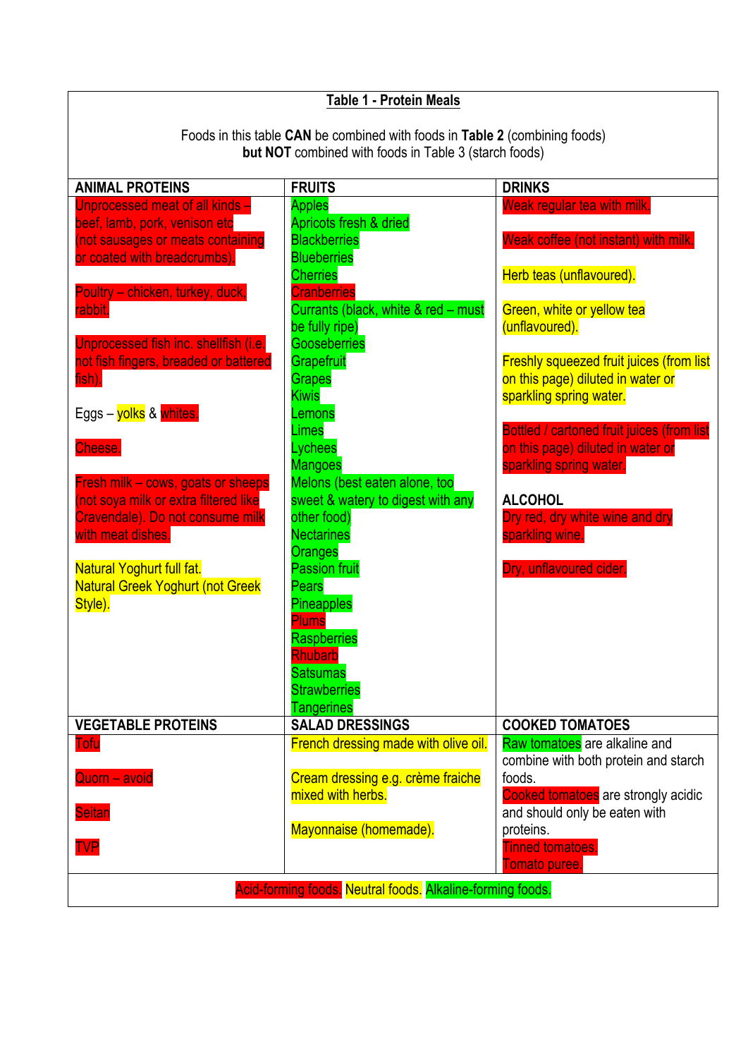## Table 1 - Protein Meals

Foods in this table **CAN** be combined with foods in **Table 2** (combining foods) **but NOT** combined with foods in Table 3 (starch foods)

| ANIMAL PROTEINS | FRUITS | DRINKS |
|---|---|---|
| Unprocessed meat of all kinds – beef, lamb, pork, venison etc (not sausages or meats containing or coated with breadcrumbs).<br><br>Poultry – chicken, turkey, duck, rabbit.<br><br>Unprocessed fish inc. shellfish (i.e. not fish fingers, breaded or battered fish).<br><br>Eggs – yolks & whites.<br><br>Cheese.<br><br>Fresh milk – cows, goats or sheeps (not soya milk or extra filtered like Cravendale). Do not consume milk with meat dishes.<br><br>Natural Yoghurt full fat.<br>Natural Greek Yoghurt (not Greek Style). | Apples<br>Apricots fresh & dried<br>Blackberries<br>Blueberries<br>Cherries<br>Cranberries<br>Currants (black, white & red – must be fully ripe)<br>Gooseberries<br>Grapefruit<br>Grapes<br>Kiwis<br>Lemons<br>Limes<br>Lychees<br>Mangoes<br>Melons (best eaten alone, too sweet & watery to digest with any other food)<br>Nectarines<br>Oranges<br>Passion fruit<br>Pears<br>Pineapples<br>Plums<br>Raspberries<br>Rhubarb<br>Satsumas<br>Strawberries<br>Tangerines | Weak regular tea with milk.<br><br>Weak coffee (not instant) with milk.<br><br>Herb teas (unflavoured).<br><br>Green, white or yellow tea (unflavoured).<br><br>Freshly squeezed fruit juices (from list on this page) diluted in water or sparkling spring water.<br><br>Bottled / cartoned fruit juices (from list on this page) diluted in water or sparkling spring water.<br><br>**ALCOHOL**<br>Dry red, dry white wine and dry sparkling wine.<br><br>Dry, unflavoured cider. |
| **VEGETABLE PROTEINS** | **SALAD DRESSINGS** | **COOKED TOMATOES** |
| Tofu<br><br>Quorn – avoid<br><br>Seitan<br><br>TVP | French dressing made with olive oil.<br><br>Cream dressing e.g. crème fraiche mixed with herbs.<br><br>Mayonnaise (homemade). | Raw tomatoes are alkaline and combine with both protein and starch foods.<br>Cooked tomatoes are strongly acidic and should only be eaten with proteins.<br>Tinned tomatoes.<br>Tomato puree. |

Acid-forming foods. Neutral foods. Alkaline-forming foods.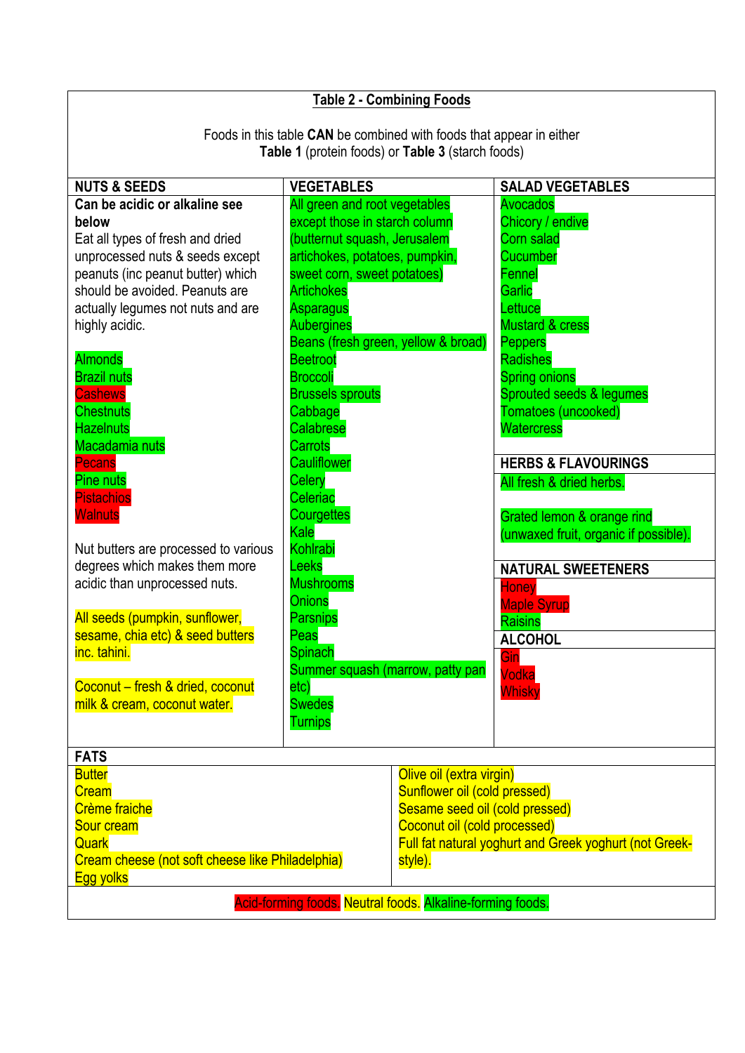**Table 2 - Combining Foods**

Foods in this table **CAN** be combined with foods that appear in either **Table 1** (protein foods) or **Table 3** (starch foods)

| NUTS & SEEDS | VEGETABLES | SALAD VEGETABLES |
|---|---|---|
| **Can be acidic or alkaline see below** | All green and root vegetables except those in starch column (butternut squash, Jerusalem artichokes, potatoes, pumpkin, sweet corn, sweet potatoes) | Avocados |
| Eat all types of fresh and dried unprocessed nuts & seeds except peanuts (inc peanut butter) which should be avoided. Peanuts are actually legumes not nuts and are highly acidic. | Artichokes | Chicory / endive |
| | Asparagus | Corn salad |
| Almonds | Aubergines | Cucumber |
| Brazil nuts | Beans (fresh green, yellow & broad) | Fennel |
| Cashews | Beetroot | Garlic |
| Chestnuts | Broccoli | Lettuce |
| Hazelnuts | Brussels sprouts | Mustard & cress |
| Macadamia nuts | Cabbage | Peppers |
| Pecans | Calabrese | Radishes |
| Pine nuts | Carrots | Spring onions |
| Pistachios | Cauliflower | Sprouted seeds & legumes |
| Walnuts | Celery | Tomatoes (uncooked) |
| | Celeriac | Watercress |
| Nut butters are processed to various degrees which makes them more acidic than unprocessed nuts. | Courgettes | **HERBS & FLAVOURINGS** |
| | Kale | All fresh & dried herbs. |
| All seeds (pumpkin, sunflower, sesame, chia etc) & seed butters inc. tahini. | Kohlrabi | Grated lemon & orange rind (unwaxed fruit, organic if possible). |
| | Leeks | **NATURAL SWEETENERS** |
| Coconut – fresh & dried, coconut milk & cream, coconut water. | Mushrooms | Honey |
| | Onions | Maple Syrup |
| | Parsnips | Raisins |
| | Peas | **ALCOHOL** |
| | Spinach | Gin |
| | Summer squash (marrow, patty pan etc) | Vodka |
| | Swedes | Whisky |
| | Turnips | |

| FATS | |
|---|---|
| Butter | Olive oil (extra virgin) |
| Cream | Sunflower oil (cold pressed) |
| Crème fraiche | Sesame seed oil (cold pressed) |
| Sour cream | Coconut oil (cold processed) |
| Quark | Full fat natural yoghurt and Greek yoghurt (not Greek-style). |
| Cream cheese (not soft cheese like Philadelphia) | |
| Egg yolks | |

Acid-forming foods. Neutral foods. Alkaline-forming foods.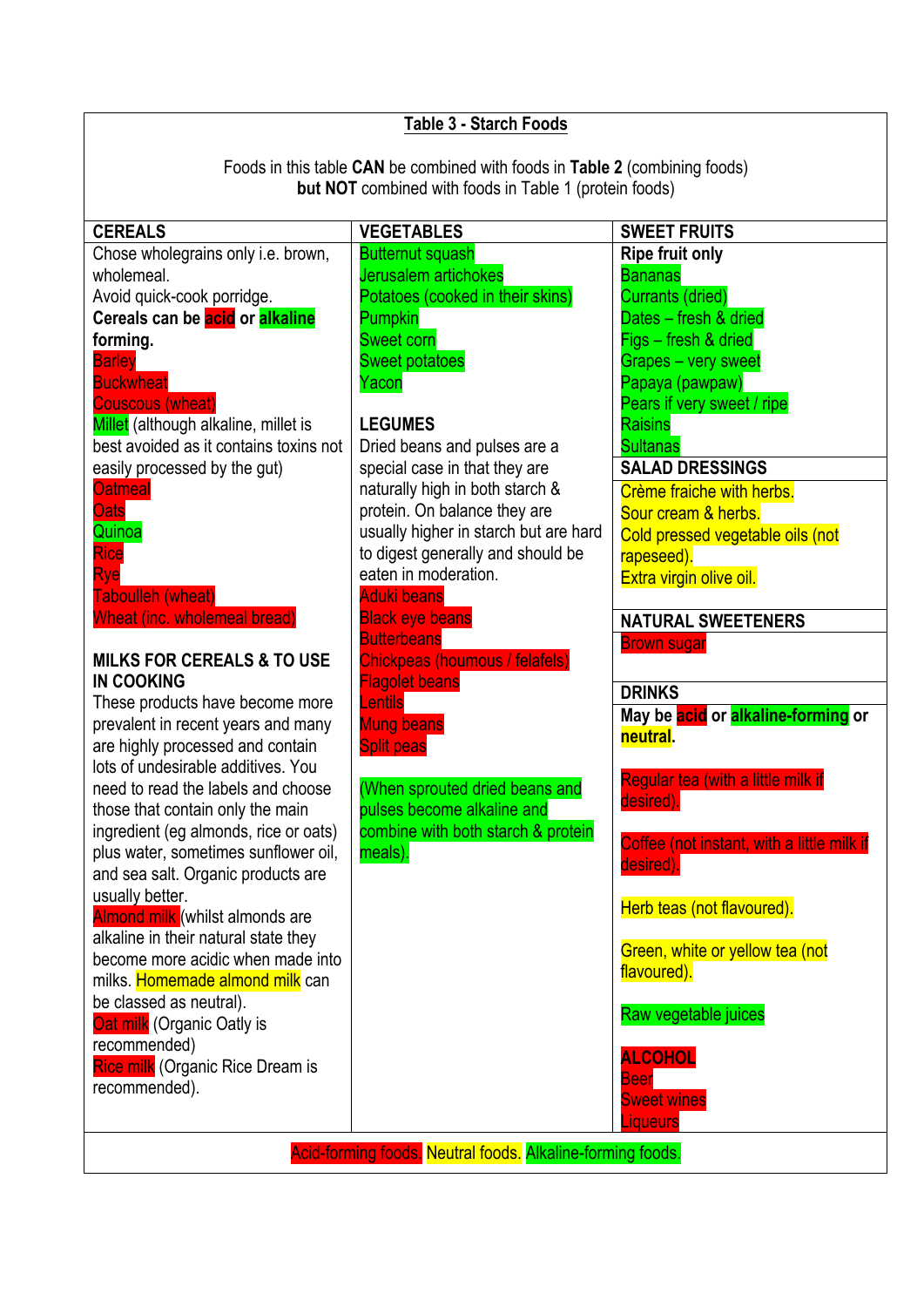## Table 3 - Starch Foods

Foods in this table **CAN** be combined with foods in **Table 2** (combining foods) **but NOT** combined with foods in Table 1 (protein foods)

| CEREALS | VEGETABLES | SWEET FRUITS |
|---|---|---|
| Chose wholegrains only i.e. brown, wholemeal.<br>Avoid quick-cook porridge.<br>**Cereals can be acid or alkaline forming.**<br>Barley<br>Buckwheat<br>Couscous (wheat)<br>Millet (although alkaline, millet is best avoided as it contains toxins not easily processed by the gut)<br>Oatmeal<br>Oats<br>Quinoa<br>Rice<br>Rye<br>Taboulleh (wheat)<br>Wheat (inc. wholemeal bread)<br><br>**MILKS FOR CEREALS & TO USE IN COOKING**<br>These products have become more prevalent in recent years and many are highly processed and contain lots of undesirable additives. You need to read the labels and choose those that contain only the main ingredient (eg almonds, rice or oats) plus water, sometimes sunflower oil, and sea salt. Organic products are usually better.<br>Almond milk (whilst almonds are alkaline in their natural state they become more acidic when made into milks. Homemade almond milk can be classed as neutral).<br>Oat milk (Organic Oatly is recommended)<br>Rice milk (Organic Rice Dream is recommended). | Butternut squash<br>Jerusalem artichokes<br>Potatoes (cooked in their skins)<br>Pumpkin<br>Sweet corn<br>Sweet potatoes<br>Yacon<br><br>**LEGUMES**<br>Dried beans and pulses are a special case in that they are naturally high in both starch & protein. On balance they are usually higher in starch but are hard to digest generally and should be eaten in moderation.<br>Aduki beans<br>Black eye beans<br>Butterbeans<br>Chickpeas (houmous / felafels)<br>Flagolet beans<br>Lentils<br>Mung beans<br>Split peas<br><br>(When sprouted dried beans and pulses become alkaline and combine with both starch & protein meals). | **Ripe fruit only**<br>Bananas<br>Currants (dried)<br>Dates – fresh & dried<br>Figs – fresh & dried<br>Grapes – very sweet<br>Papaya (pawpaw)<br>Pears if very sweet / ripe<br>Raisins<br>Sultanas<br><br>**SALAD DRESSINGS**<br>Crème fraiche with herbs.<br>Sour cream & herbs.<br>Cold pressed vegetable oils (not rapeseed).<br>Extra virgin olive oil.<br><br>**NATURAL SWEETENERS**<br>Brown sugar<br><br>**DRINKS**<br>**May be acid or alkaline-forming or neutral.**<br><br>Regular tea (with a little milk if desired).<br><br>Coffee (not instant, with a little milk if desired).<br><br>Herb teas (not flavoured).<br><br>Green, white or yellow tea (not flavoured).<br><br>Raw vegetable juices<br><br>**ALCOHOL**<br>Beer<br>Sweet wines<br>Liqueurs |

Acid-forming foods. Neutral foods. Alkaline-forming foods.